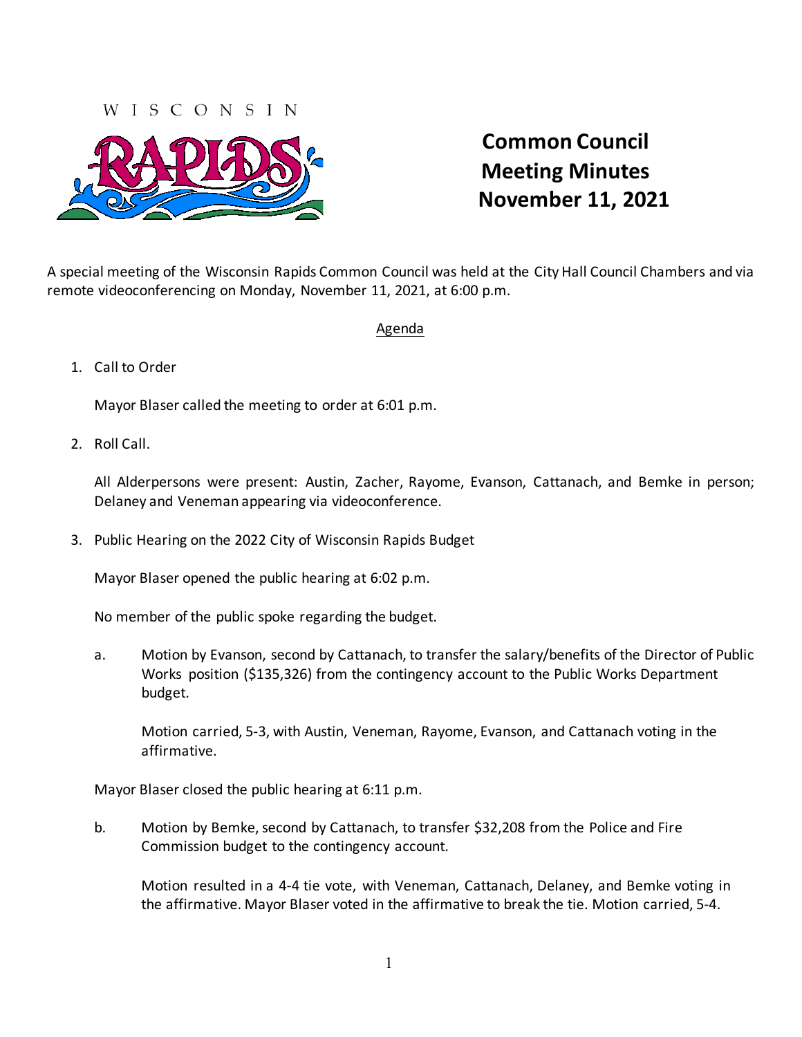WISCONSIN RAPIDS

# Common Council Meeting Minutes November 11, 2021

A special meeting of the Wisconsin Rapids Common Council was held at the City Hall Council Chambers and via remote videoconferencing on Monday, November 11, 2021, at 6:00 p.m.

## Agenda

1. Call to Order

   Mayor Blaser called the meeting to order at 6:01 p.m.

2. Roll Call.

   All Alderpersons were present: Austin, Zacher, Rayome, Evanson, Cattanach, and Bemke in person; Delaney and Veneman appearing via videoconference.

3. Public Hearing on the 2022 City of Wisconsin Rapids Budget

   Mayor Blaser opened the public hearing at 6:02 p.m.

   No member of the public spoke regarding the budget.

   a. Motion by Evanson, second by Cattanach, to transfer the salary/benefits of the Director of Public Works position ($135,326) from the contingency account to the Public Works Department budget.

      Motion carried, 5-3, with Austin, Veneman, Rayome, Evanson, and Cattanach voting in the affirmative.

   Mayor Blaser closed the public hearing at 6:11 p.m.

   b. Motion by Bemke, second by Cattanach, to transfer $32,208 from the Police and Fire Commission budget to the contingency account.

      Motion resulted in a 4-4 tie vote, with Veneman, Cattanach, Delaney, and Bemke voting in the affirmative. Mayor Blaser voted in the affirmative to break the tie. Motion carried, 5-4.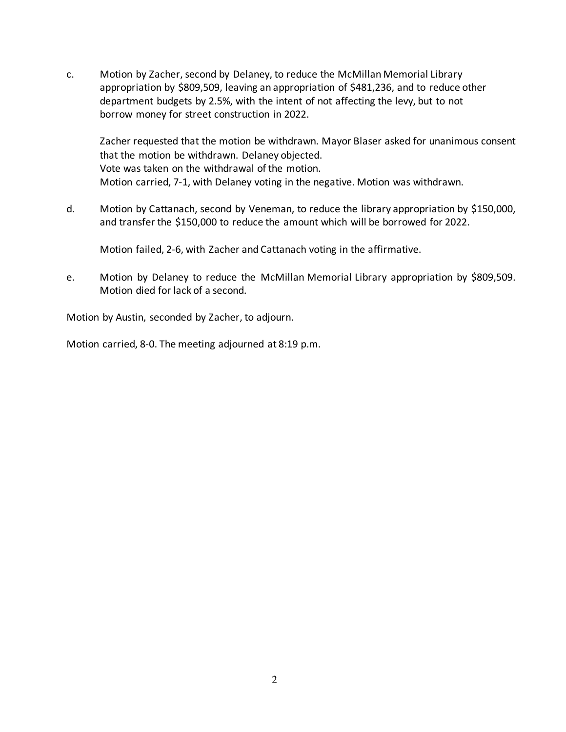c. Motion by Zacher, second by Delaney, to reduce the McMillan Memorial Library appropriation by $809,509, leaving an appropriation of $481,236, and to reduce other department budgets by 2.5%, with the intent of not affecting the levy, but to not borrow money for street construction in 2022.

   Zacher requested that the motion be withdrawn. Mayor Blaser asked for unanimous consent that the motion be withdrawn. Delaney objected.
   Vote was taken on the withdrawal of the motion.
   Motion carried, 7-1, with Delaney voting in the negative. Motion was withdrawn.

d. Motion by Cattanach, second by Veneman, to reduce the library appropriation by $150,000, and transfer the $150,000 to reduce the amount which will be borrowed for 2022.

   Motion failed, 2-6, with Zacher and Cattanach voting in the affirmative.

e. Motion by Delaney to reduce the McMillan Memorial Library appropriation by $809,509. Motion died for lack of a second.

Motion by Austin, seconded by Zacher, to adjourn.

Motion carried, 8-0. The meeting adjourned at 8:19 p.m.